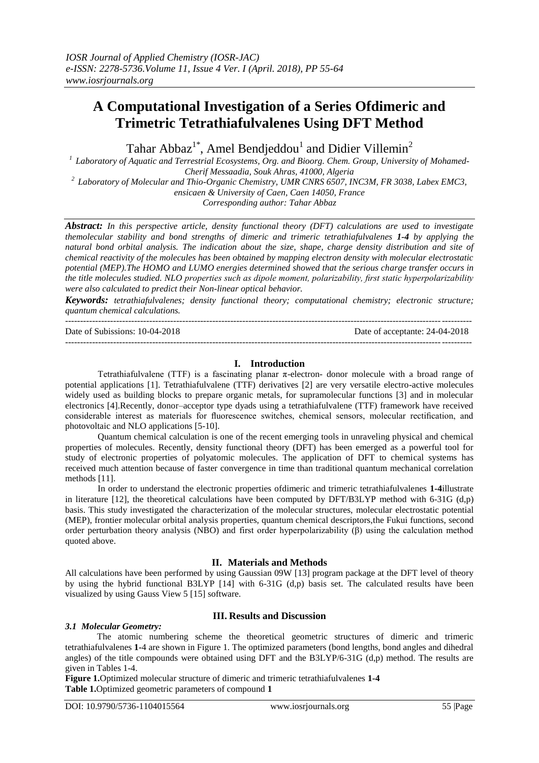# A Computational Investigation of a Series Ofdimeric and Trimetric Tetrathiafulvalenes Using DFT Method

Tahar Abbaz[1*], Amel Bendjeddou[1] and Didier Villemin[2]

[1] Laboratory of Aquatic and Terrestrial Ecosystems, Org. and Bioorg. Chem. Group, University of Mohamed-Cherif Messaadia, Souk Ahras, 41000, Algeria

[2] Laboratory of Molecular and Thio-Organic Chemistry, UMR CNRS 6507, INC3M, FR 3038, Labex EMC3, ensicaen & University of Caen, Caen 14050, France

Corresponding author: Tahar Abbaz

***Abstract:*** *In this perspective article, density functional theory (DFT) calculations are used to investigate themolecular stability and bond strengths of dimeric and trimeric tetrathiafulvalenes **1-4** by applying the natural bond orbital analysis. The indication about the size, shape, charge density distribution and site of chemical reactivity of the molecules has been obtained by mapping electron density with molecular electrostatic potential (MEP).The HOMO and LUMO energies determined showed that the serious charge transfer occurs in the title molecules studied. NLO properties such as dipole moment, polarizability, first static hyperpolarizability were also calculated to predict their Non-linear optical behavior.*

***Keywords:*** *tetrathiafulvalenes; density functional theory; computational chemistry; electronic structure; quantum chemical calculations.*

---

Date of Subissions: 10-04-2018 Date of acceptante: 24-04-2018

---

## I. Introduction

Tetrathiafulvalene (TTF) is a fascinating planar π-electron- donor molecule with a broad range of potential applications [1]. Tetrathiafulvalene (TTF) derivatives [2] are very versatile electro-active molecules widely used as building blocks to prepare organic metals, for supramolecular functions [3] and in molecular electronics [4].Recently, donor–acceptor type dyads using a tetrathiafulvalene (TTF) framework have received considerable interest as materials for fluorescence switches, chemical sensors, molecular rectification, and photovoltaic and NLO applications [5-10].

Quantum chemical calculation is one of the recent emerging tools in unraveling physical and chemical properties of molecules. Recently, density functional theory (DFT) has been emerged as a powerful tool for study of electronic properties of polyatomic molecules. The application of DFT to chemical systems has received much attention because of faster convergence in time than traditional quantum mechanical correlation methods [11].

In order to understand the electronic properties ofdimeric and trimeric tetrathiafulvalenes **1-4**illustrate in literature [12], the theoretical calculations have been computed by DFT/B3LYP method with 6-31G (d,p) basis. This study investigated the characterization of the molecular structures, molecular electrostatic potential (MEP), frontier molecular orbital analysis properties, quantum chemical descriptors,the Fukui functions, second order perturbation theory analysis (NBO) and first order hyperpolarizability (β) using the calculation method quoted above.

## II. Materials and Methods

All calculations have been performed by using Gaussian 09W [13] program package at the DFT level of theory by using the hybrid functional B3LYP [14] with 6-31G (d,p) basis set. The calculated results have been visualized by using Gauss View 5 [15] software.

## III. Results and Discussion

### *3.1 Molecular Geometry:*

The atomic numbering scheme the theoretical geometric structures of dimeric and trimeric tetrathiafulvalenes **1**-4 are shown in Figure 1. The optimized parameters (bond lengths, bond angles and dihedral angles) of the title compounds were obtained using DFT and the B3LYP/6-31G (d,p) method. The results are given in Tables 1-4.

**Figure 1.**Optimized molecular structure of dimeric and trimeric tetrathiafulvalenes **1-4**

**Table 1.**Optimized geometric parameters of compound **1**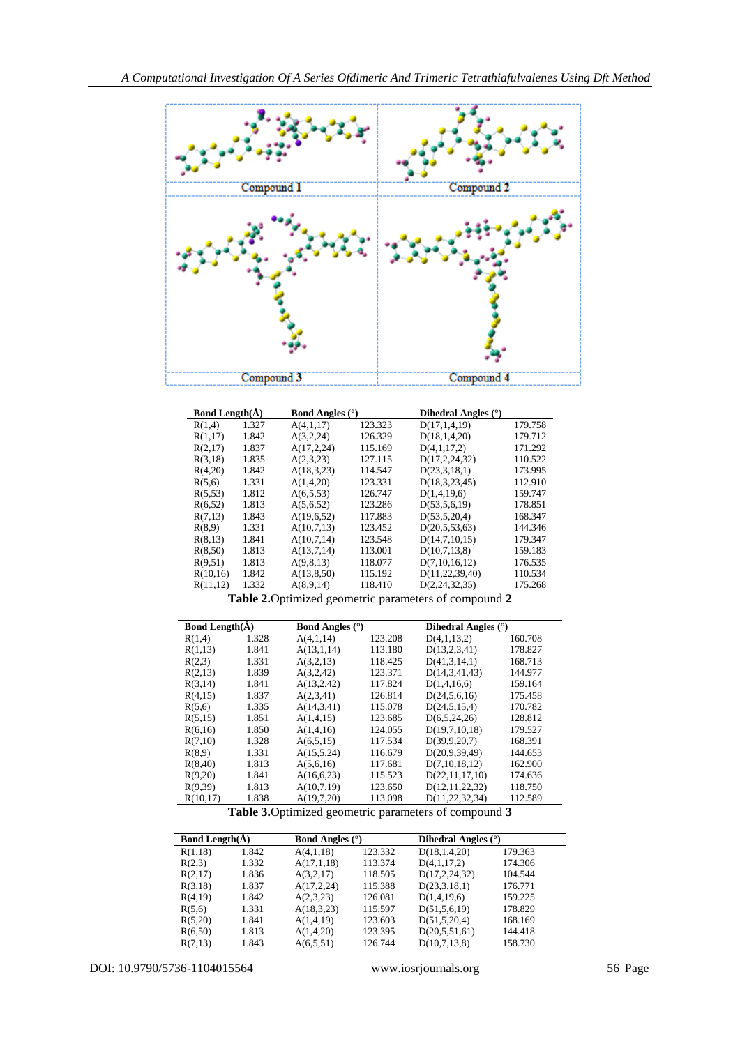Compound 1

Compound 2

Compound 3

Compound 4

| Bond Length(Å) | | Bond Angles (°) | | Dihedral Angles (°) | |
|---|---|---|---|---|---|
| R(1,4) | 1.327 | A(4,1,17) | 123.323 | D(17,1,4,19) | 179.758 |
| R(1,17) | 1.842 | A(3,2,24) | 126.329 | D(18,1,4,20) | 179.712 |
| R(2,17) | 1.837 | A(17,2,24) | 115.169 | D(4,1,17,2) | 171.292 |
| R(3,18) | 1.835 | A(2,3,23) | 127.115 | D(17,2,24,32) | 110.522 |
| R(4,20) | 1.842 | A(18,3,23) | 114.547 | D(23,3,18,1) | 173.995 |
| R(5,6) | 1.331 | A(1,4,20) | 123.331 | D(18,3,23,45) | 112.910 |
| R(5,53) | 1.812 | A(6,5,53) | 126.747 | D(1,4,19,6) | 159.747 |
| R(6,52) | 1.813 | A(5,6,52) | 123.286 | D(53,5,6,19) | 178.851 |
| R(7,13) | 1.843 | A(19,6,52) | 117.883 | D(53,5,20,4) | 168.347 |
| R(8,9) | 1.331 | A(10,7,13) | 123.452 | D(20,5,53,63) | 144.346 |
| R(8,13) | 1.841 | A(10,7,14) | 123.548 | D(14,7,10,15) | 179.347 |
| R(8,50) | 1.813 | A(13,7,14) | 113.001 | D(10,7,13,8) | 159.183 |
| R(9,51) | 1.813 | A(9,8,13) | 118.077 | D(7,10,16,12) | 176.535 |
| R(10,16) | 1.842 | A(13,8,50) | 115.192 | D(11,22,39,40) | 110.534 |
| R(11,12) | 1.332 | A(8,9,14) | 118.410 | D(2,24,32,35) | 175.268 |

**Table 2.** Optimized geometric parameters of compound **2**

| Bond Length(Å) | | Bond Angles (°) | | Dihedral Angles (°) | |
|---|---|---|---|---|---|
| R(1,4) | 1.328 | A(4,1,14) | 123.208 | D(4,1,13,2) | 160.708 |
| R(1,13) | 1.841 | A(13,1,14) | 113.180 | D(13,2,3,41) | 178.827 |
| R(2,3) | 1.331 | A(3,2,13) | 118.425 | D(41,3,14,1) | 168.713 |
| R(2,13) | 1.839 | A(3,2,42) | 123.371 | D(14,3,41,43) | 144.977 |
| R(3,14) | 1.841 | A(13,2,42) | 117.824 | D(1,4,16,6) | 159.164 |
| R(4,15) | 1.837 | A(2,3,41) | 126.814 | D(24,5,6,16) | 175.458 |
| R(5,6) | 1.335 | A(14,3,41) | 115.078 | D(24,5,15,4) | 170.782 |
| R(5,15) | 1.851 | A(1,4,15) | 123.685 | D(6,5,24,26) | 128.812 |
| R(6,16) | 1.850 | A(1,4,16) | 124.055 | D(19,7,10,18) | 179.527 |
| R(7,10) | 1.328 | A(6,5,15) | 117.534 | D(39,9,20,7) | 168.391 |
| R(8,9) | 1.331 | A(15,5,24) | 116.679 | D(20,9,39,49) | 144.653 |
| R(8,40) | 1.813 | A(5,6,16) | 117.681 | D(7,10,18,12) | 162.900 |
| R(9,20) | 1.841 | A(16,6,23) | 115.523 | D(22,11,17,10) | 174.636 |
| R(9,39) | 1.813 | A(10,7,19) | 123.650 | D(12,11,22,32) | 118.750 |
| R(10,17) | 1.838 | A(19,7,20) | 113.098 | D(11,22,32,34) | 112.589 |

**Table 3.** Optimized geometric parameters of compound **3**

| Bond Length(Å) | | Bond Angles (°) | | Dihedral Angles (°) | |
|---|---|---|---|---|---|
| R(1,18) | 1.842 | A(4,1,18) | 123.332 | D(18,1,4,20) | 179.363 |
| R(2,3) | 1.332 | A(17,1,18) | 113.374 | D(4,1,17,2) | 174.306 |
| R(2,17) | 1.836 | A(3,2,17) | 118.505 | D(17,2,24,32) | 104.544 |
| R(3,18) | 1.837 | A(17,2,24) | 115.388 | D(23,3,18,1) | 176.771 |
| R(4,19) | 1.842 | A(2,3,23) | 126.081 | D(1,4,19,6) | 159.225 |
| R(5,6) | 1.331 | A(18,3,23) | 115.597 | D(51,5,6,19) | 178.829 |
| R(5,20) | 1.841 | A(1,4,19) | 123.603 | D(51,5,20,4) | 168.169 |
| R(6,50) | 1.813 | A(1,4,20) | 123.395 | D(20,5,51,61) | 144.418 |
| R(7,13) | 1.843 | A(6,5,51) | 126.744 | D(10,7,13,8) | 158.730 |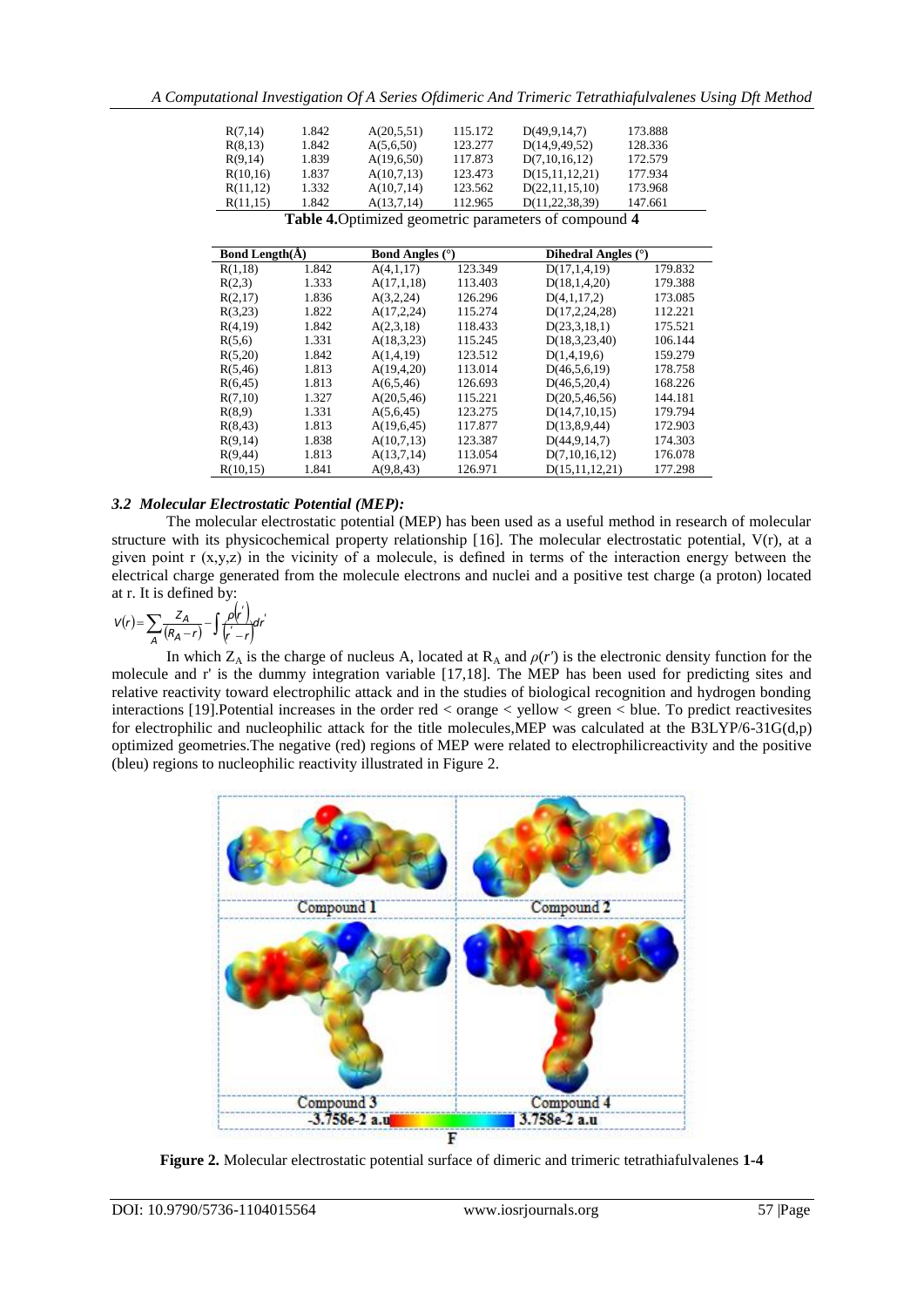| R(7,14) | 1.842 | A(20,5,51) | 115.172 | D(49,9,14,7) | 173.888 |
|---|---|---|---|---|---|
| R(8,13) | 1.842 | A(5,6,50) | 123.277 | D(14,9,49,52) | 128.336 |
| R(9,14) | 1.839 | A(19,6,50) | 117.873 | D(7,10,16,12) | 172.579 |
| R(10,16) | 1.837 | A(10,7,13) | 123.473 | D(15,11,12,21) | 177.934 |
| R(11,12) | 1.332 | A(10,7,14) | 123.562 | D(22,11,15,10) | 173.968 |
| R(11,15) | 1.842 | A(13,7,14) | 112.965 | D(11,22,38,39) | 147.661 |

**Table 4.** Optimized geometric parameters of compound **4**

| Bond Length(Å) | | Bond Angles (°) | | Dihedral Angles (°) | |
|---|---|---|---|---|---|
| R(1,18) | 1.842 | A(4,1,17) | 123.349 | D(17,1,4,19) | 179.832 |
| R(2,3) | 1.333 | A(17,1,18) | 113.403 | D(18,1,4,20) | 179.388 |
| R(2,17) | 1.836 | A(3,2,24) | 126.296 | D(4,1,17,2) | 173.085 |
| R(3,23) | 1.822 | A(17,2,24) | 115.274 | D(17,2,24,28) | 112.221 |
| R(4,19) | 1.842 | A(2,3,18) | 118.433 | D(23,3,18,1) | 175.521 |
| R(5,6) | 1.331 | A(18,3,23) | 115.245 | D(18,3,23,40) | 106.144 |
| R(5,20) | 1.842 | A(1,4,19) | 123.512 | D(1,4,19,6) | 159.279 |
| R(5,46) | 1.813 | A(19,4,20) | 113.014 | D(46,5,6,19) | 178.758 |
| R(6,45) | 1.813 | A(6,5,46) | 126.693 | D(46,5,20,4) | 168.226 |
| R(7,10) | 1.327 | A(20,5,46) | 115.221 | D(20,5,46,56) | 144.181 |
| R(8,9) | 1.331 | A(5,6,45) | 123.275 | D(14,7,10,15) | 179.794 |
| R(8,43) | 1.813 | A(19,6,45) | 117.877 | D(13,8,9,44) | 172.903 |
| R(9,14) | 1.838 | A(10,7,13) | 123.387 | D(44,9,14,7) | 174.303 |
| R(9,44) | 1.813 | A(13,7,14) | 113.054 | D(7,10,16,12) | 176.078 |
| R(10,15) | 1.841 | A(9,8,43) | 126.971 | D(15,11,12,21) | 177.298 |

### *3.2 Molecular Electrostatic Potential (MEP):*

The molecular electrostatic potential (MEP) has been used as a useful method in research of molecular structure with its physicochemical property relationship [16]. The molecular electrostatic potential, V(r), at a given point r (x,y,z) in the vicinity of a molecule, is defined in terms of the interaction energy between the electrical charge generated from the molecule electrons and nuclei and a positive test charge (a proton) located at r. It is defined by:

$$V(r)=\sum_{A}\frac{Z_A}{(R_A-r)}-\int\frac{\rho(r')}{(r'-r)}dr'$$

In which $Z_A$ is the charge of nucleus A, located at $R_A$ and $\rho(r')$ is the electronic density function for the molecule and r' is the dummy integration variable [17,18]. The MEP has been used for predicting sites and relative reactivity toward electrophilic attack and in the studies of biological recognition and hydrogen bonding interactions [19].Potential increases in the order red < orange < yellow < green < blue. To predict reactivesites for electrophilic and nucleophilic attack for the title molecules,MEP was calculated at the B3LYP/6-31G(d,p) optimized geometries.The negative (red) regions of MEP were related to electrophilicreactivity and the positive (bleu) regions to nucleophilic reactivity illustrated in Figure 2.

**Figure 2.** Molecular electrostatic potential surface of dimeric and trimeric tetrathiafulvalenes **1-4**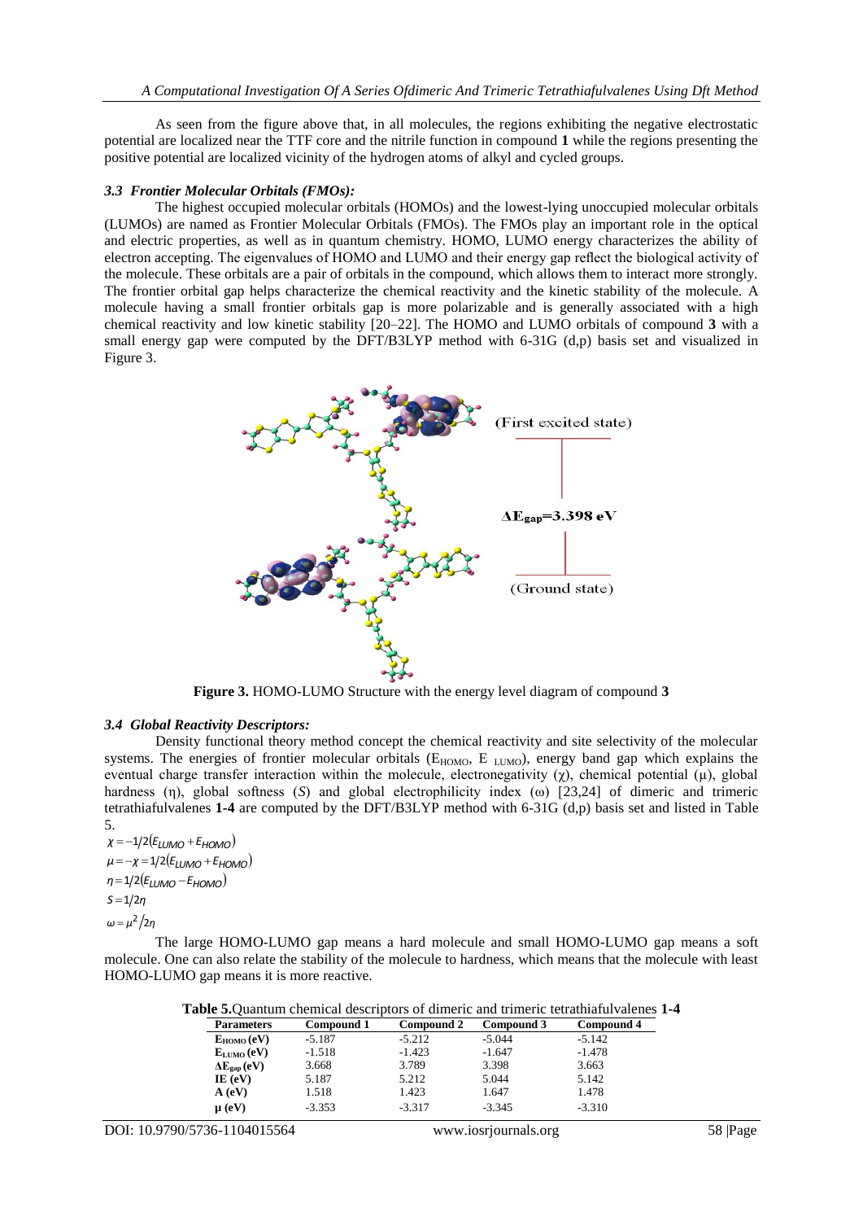As seen from the figure above that, in all molecules, the regions exhibiting the negative electrostatic potential are localized near the TTF core and the nitrile function in compound **1** while the regions presenting the positive potential are localized vicinity of the hydrogen atoms of alkyl and cycled groups.

### *3.3 Frontier Molecular Orbitals (FMOs):*

The highest occupied molecular orbitals (HOMOs) and the lowest-lying unoccupied molecular orbitals (LUMOs) are named as Frontier Molecular Orbitals (FMOs). The FMOs play an important role in the optical and electric properties, as well as in quantum chemistry. HOMO, LUMO energy characterizes the ability of electron accepting. The eigenvalues of HOMO and LUMO and their energy gap reflect the biological activity of the molecule. These orbitals are a pair of orbitals in the compound, which allows them to interact more strongly. The frontier orbital gap helps characterize the chemical reactivity and the kinetic stability of the molecule. A molecule having a small frontier orbitals gap is more polarizable and is generally associated with a high chemical reactivity and low kinetic stability [20–22]. The HOMO and LUMO orbitals of compound **3** with a small energy gap were computed by the DFT/B3LYP method with 6-31G (d,p) basis set and visualized in Figure 3.

(First excited state)

$\Delta E_{gap}$=3.398 eV

(Ground state)

**Figure 3.** HOMO-LUMO Structure with the energy level diagram of compound **3**

### *3.4 Global Reactivity Descriptors:*

Density functional theory method concept the chemical reactivity and site selectivity of the molecular systems. The energies of frontier molecular orbitals ($E_{HOMO}$, $E_{LUMO}$), energy band gap which explains the eventual charge transfer interaction within the molecule, electronegativity ($\chi$), chemical potential ($\mu$), global hardness ($\eta$), global softness ($S$) and global electrophilicity index ($\omega$) [23,24] of dimeric and trimeric tetrathiafulvalenes **1-4** are computed by the DFT/B3LYP method with 6-31G (d,p) basis set and listed in Table 5.

$$\chi = -1/2(E_{LUMO} + E_{HOMO})$$

$$\mu = -\chi = 1/2(E_{LUMO} + E_{HOMO})$$

$$\eta = 1/2(E_{LUMO} - E_{HOMO})$$

$$S = 1/2\eta$$

$$\omega = \mu^2/2\eta$$

The large HOMO-LUMO gap means a hard molecule and small HOMO-LUMO gap means a soft molecule. One can also relate the stability of the molecule to hardness, which means that the molecule with least HOMO-LUMO gap means it is more reactive.

**Table 5.** Quantum chemical descriptors of dimeric and trimeric tetrathiafulvalenes **1-4**

| Parameters | Compound 1 | Compound 2 | Compound 3 | Compound 4 |
|---|---|---|---|---|
| $E_{HOMO}$ (eV) | -5.187 | -5.212 | -5.044 | -5.142 |
| $E_{LUMO}$ (eV) | -1.518 | -1.423 | -1.647 | -1.478 |
| $\Delta E_{gap}$ (eV) | 3.668 | 3.789 | 3.398 | 3.663 |
| IE (eV) | 5.187 | 5.212 | 5.044 | 5.142 |
| A (eV) | 1.518 | 1.423 | 1.647 | 1.478 |
| $\mu$ (eV) | -3.353 | -3.317 | -3.345 | -3.310 |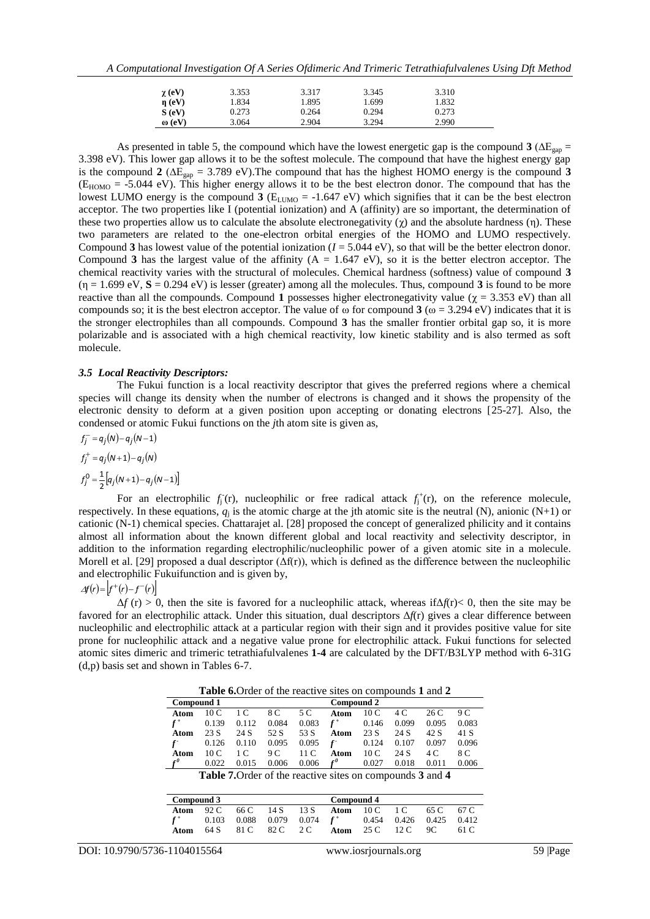| | | | | |
|---|---|---|---|---|
| **χ (eV)** | 3.353 | 3.317 | 3.345 | 3.310 |
| **η (eV)** | 1.834 | 1.895 | 1.699 | 1.832 |
| **S (eV)** | 0.273 | 0.264 | 0.294 | 0.273 |
| **ω (eV)** | 3.064 | 2.904 | 3.294 | 2.990 |

As presented in table 5, the compound which have the lowest energetic gap is the compound **3** ($\Delta E_{gap}$ = 3.398 eV). This lower gap allows it to be the softest molecule. The compound that have the highest energy gap is the compound **2** ($\Delta E_{gap}$ = 3.789 eV).The compound that has the highest HOMO energy is the compound **3** ($E_{HOMO}$ = -5.044 eV). This higher energy allows it to be the best electron donor. The compound that has the lowest LUMO energy is the compound **3** ($E_{LUMO}$ = -1.647 eV) which signifies that it can be the best electron acceptor. The two properties like I (potential ionization) and A (affinity) are so important, the determination of these two properties allow us to calculate the absolute electronegativity (χ) and the absolute hardness (η). These two parameters are related to the one-electron orbital energies of the HOMO and LUMO respectively. Compound **3** has lowest value of the potential ionization ($I$ = 5.044 eV), so that will be the better electron donor. Compound **3** has the largest value of the affinity (A = 1.647 eV), so it is the better electron acceptor. The chemical reactivity varies with the structural of molecules. Chemical hardness (softness) value of compound **3** (η = 1.699 eV, **S** = 0.294 eV) is lesser (greater) among all the molecules. Thus, compound **3** is found to be more reactive than all the compounds. Compound **1** possesses higher electronegativity value (χ = 3.353 eV) than all compounds so; it is the best electron acceptor. The value of ω for compound **3** (ω = 3.294 eV) indicates that it is the stronger electrophiles than all compounds. Compound **3** has the smaller frontier orbital gap so, it is more polarizable and is associated with a high chemical reactivity, low kinetic stability and is also termed as soft molecule.

### *3.5 Local Reactivity Descriptors:*

The Fukui function is a local reactivity descriptor that gives the preferred regions where a chemical species will change its density when the number of electrons is changed and it shows the propensity of the electronic density to deform at a given position upon accepting or donating electrons [25-27]. Also, the condensed or atomic Fukui functions on the *j*th atom site is given as,

$$f_j^- = q_j(N) - q_j(N-1)$$

$$f_j^+ = q_j(N+1) - q_j(N)$$

$$f_j^0 = \frac{1}{2}\left[q_j(N+1) - q_j(N-1)\right]$$

For an electrophilic $f_j^-(r)$, nucleophilic or free radical attack $f_j^+(r)$, on the reference molecule, respectively. In these equations, $q_j$ is the atomic charge at the jth atomic site is the neutral (N), anionic (N+1) or cationic (N-1) chemical species. Chattarajet al. [28] proposed the concept of generalized philicity and it contains almost all information about the known different global and local reactivity and selectivity descriptor, in addition to the information regarding electrophilic/nucleophilic power of a given atomic site in a molecule. Morell et al. [29] proposed a dual descriptor (Δf(r)), which is defined as the difference between the nucleophilic and electrophilic Fukuifunction and is given by,

$$\Delta f(r) = \left[f^+(r) - f^-(r)\right]$$

$\Delta f$ (r) > 0, then the site is favored for a nucleophilic attack, whereas if$\Delta f$(r)< 0, then the site may be favored for an electrophilic attack. Under this situation, dual descriptors $\Delta f$(r) gives a clear difference between nucleophilic and electrophilic attack at a particular region with their sign and it provides positive value for site prone for nucleophilic attack and a negative value prone for electrophilic attack. Fukui functions for selected atomic sites dimeric and trimeric tetrathiafulvalenes **1-4** are calculated by the DFT/B3LYP method with 6-31G (d,p) basis set and shown in Tables 6-7.

**Table 6.**Order of the reactive sites on compounds **1** and **2**

| **Compound 1** | | | | | **Compound 2** | | | | |
|---|---|---|---|---|---|---|---|---|---|
| **Atom** | 10 C | 1 C | 8 C | 5 C | **Atom** | 10 C | 4 C | 26 C | 9 C |
| $f^+$ | 0.139 | 0.112 | 0.084 | 0.083 | $f^+$ | 0.146 | 0.099 | 0.095 | 0.083 |
| **Atom** | 23 S | 24 S | 52 S | 53 S | **Atom** | 23 S | 24 S | 42 S | 41 S |
| $f^-$ | 0.126 | 0.110 | 0.095 | 0.095 | $f^-$ | 0.124 | 0.107 | 0.097 | 0.096 |
| **Atom** | 10 C | 1 C | 9 C | 11 C | **Atom** | 10 C | 24 S | 4 C | 8 C |
| $f^0$ | 0.022 | 0.015 | 0.006 | 0.006 | $f^0$ | 0.027 | 0.018 | 0.011 | 0.006 |

**Table 7.**Order of the reactive sites on compounds **3** and **4**

| **Compound 3** | | | | | **Compound 4** | | | | |
|---|---|---|---|---|---|---|---|---|---|
| **Atom** | 92 C | 66 C | 14 S | 13 S | **Atom** | 10 C | 1 C | 65 C | 67 C |
| $f^+$ | 0.103 | 0.088 | 0.079 | 0.074 | $f^+$ | 0.454 | 0.426 | 0.425 | 0.412 |
| **Atom** | 64 S | 81 C | 82 C | 2 C | **Atom** | 25 C | 12 C | 9C | 61 C |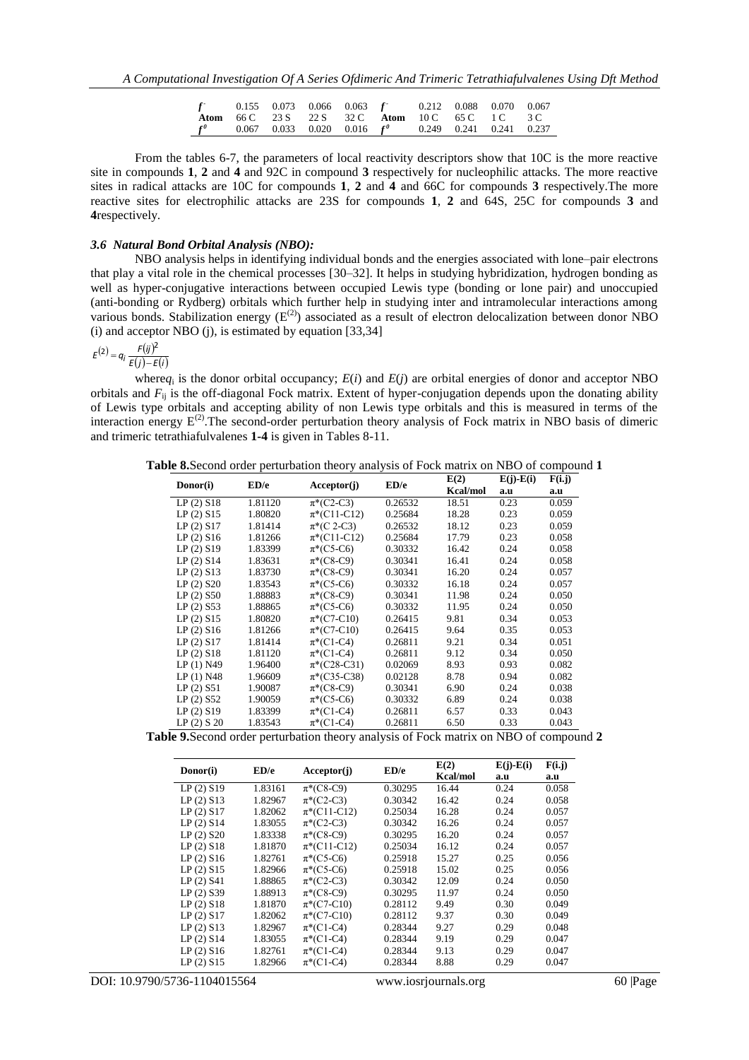| $f^-$ | 0.155 | 0.073 | 0.066 | 0.063 | $f^-$ | 0.212 | 0.088 | 0.070 | 0.067 |
|---|---|---|---|---|---|---|---|---|---|
| **Atom** | 66 C | 23 S | 22 S | 32 C | **Atom** | 10 C | 65 C | 1 C | 3 C |
| $f^0$ | 0.067 | 0.033 | 0.020 | 0.016 | $f^0$ | 0.249 | 0.241 | 0.241 | 0.237 |

From the tables 6-7, the parameters of local reactivity descriptors show that 10C is the more reactive site in compounds **1**, **2** and **4** and 92C in compound **3** respectively for nucleophilic attacks. The more reactive sites in radical attacks are 10C for compounds **1**, **2** and **4** and 66C for compounds **3** respectively.The more reactive sites for electrophilic attacks are 23S for compounds **1**, **2** and 64S, 25C for compounds **3** and **4**respectively.

### *3.6 Natural Bond Orbital Analysis (NBO):*

NBO analysis helps in identifying individual bonds and the energies associated with lone–pair electrons that play a vital role in the chemical processes [30–32]. It helps in studying hybridization, hydrogen bonding as well as hyper-conjugative interactions between occupied Lewis type (bonding or lone pair) and unoccupied (anti-bonding or Rydberg) orbitals which further help in studying inter and intramolecular interactions among various bonds. Stabilization energy ($E^{(2)}$) associated as a result of electron delocalization between donor NBO (i) and acceptor NBO (j), is estimated by equation [33,34]

$$E^{(2)} = q_i \frac{F(ij)^2}{E(j)-E(i)}$$

where$q_i$ is the donor orbital occupancy; $E(i)$ and $E(j)$ are orbital energies of donor and acceptor NBO orbitals and $F_{ij}$ is the off-diagonal Fock matrix. Extent of hyper-conjugation depends upon the donating ability of Lewis type orbitals and accepting ability of non Lewis type orbitals and this is measured in terms of the interaction energy $E^{(2)}$.The second-order perturbation theory analysis of Fock matrix in NBO basis of dimeric and trimeric tetrathiafulvalenes **1-4** is given in Tables 8-11.

**Table 8.**Second order perturbation theory analysis of Fock matrix on NBO of compound **1**

| Donor(i) | ED/e | Acceptor(j) | ED/e | E(2) Kcal/mol | E(j)-E(i) a.u | F(i.j) a.u |
|---|---|---|---|---|---|---|
| LP (2) S18 | 1.81120 | π*(C2-C3) | 0.26532 | 18.51 | 0.23 | 0.059 |
| LP (2) S15 | 1.80820 | π*(C11-C12) | 0.25684 | 18.28 | 0.23 | 0.059 |
| LP (2) S17 | 1.81414 | π*(C 2-C3) | 0.26532 | 18.12 | 0.23 | 0.059 |
| LP (2) S16 | 1.81266 | π*(C11-C12) | 0.25684 | 17.79 | 0.23 | 0.058 |
| LP (2) S19 | 1.83399 | π*(C5-C6) | 0.30332 | 16.42 | 0.24 | 0.058 |
| LP (2) S14 | 1.83631 | π*(C8-C9) | 0.30341 | 16.41 | 0.24 | 0.058 |
| LP (2) S13 | 1.83730 | π*(C8-C9) | 0.30341 | 16.20 | 0.24 | 0.057 |
| LP (2) S20 | 1.83543 | π*(C5-C6) | 0.30332 | 16.18 | 0.24 | 0.057 |
| LP (2) S50 | 1.88883 | π*(C8-C9) | 0.30341 | 11.98 | 0.24 | 0.050 |
| LP (2) S53 | 1.88865 | π*(C5-C6) | 0.30332 | 11.95 | 0.24 | 0.050 |
| LP (2) S15 | 1.80820 | π*(C7-C10) | 0.26415 | 9.81 | 0.34 | 0.053 |
| LP (2) S16 | 1.81266 | π*(C7-C10) | 0.26415 | 9.64 | 0.35 | 0.053 |
| LP (2) S17 | 1.81414 | π*(C1-C4) | 0.26811 | 9.21 | 0.34 | 0.051 |
| LP (2) S18 | 1.81120 | π*(C1-C4) | 0.26811 | 9.12 | 0.34 | 0.050 |
| LP (1) N49 | 1.96400 | π*(C28-C31) | 0.02069 | 8.93 | 0.93 | 0.082 |
| LP (1) N48 | 1.96609 | π*(C35-C38) | 0.02128 | 8.78 | 0.94 | 0.082 |
| LP (2) S51 | 1.90087 | π*(C8-C9) | 0.30341 | 6.90 | 0.24 | 0.038 |
| LP (2) S52 | 1.90059 | π*(C5-C6) | 0.30332 | 6.89 | 0.24 | 0.038 |
| LP (2) S19 | 1.83399 | π*(C1-C4) | 0.26811 | 6.57 | 0.33 | 0.043 |
| LP (2) S 20 | 1.83543 | π*(C1-C4) | 0.26811 | 6.50 | 0.33 | 0.043 |

**Table 9.**Second order perturbation theory analysis of Fock matrix on NBO of compound **2**

| Donor(i) | ED/e | Acceptor(j) | ED/e | E(2) Kcal/mol | E(j)-E(i) a.u | F(i.j) a.u |
|---|---|---|---|---|---|---|
| LP (2) S19 | 1.83161 | π*(C8-C9) | 0.30295 | 16.44 | 0.24 | 0.058 |
| LP (2) S13 | 1.82967 | π*(C2-C3) | 0.30342 | 16.42 | 0.24 | 0.058 |
| LP (2) S17 | 1.82062 | π*(C11-C12) | 0.25034 | 16.28 | 0.24 | 0.057 |
| LP (2) S14 | 1.83055 | π*(C2-C3) | 0.30342 | 16.26 | 0.24 | 0.057 |
| LP (2) S20 | 1.83338 | π*(C8-C9) | 0.30295 | 16.20 | 0.24 | 0.057 |
| LP (2) S18 | 1.81870 | π*(C11-C12) | 0.25034 | 16.12 | 0.24 | 0.057 |
| LP (2) S16 | 1.82761 | π*(C5-C6) | 0.25918 | 15.27 | 0.25 | 0.056 |
| LP (2) S15 | 1.82966 | π*(C5-C6) | 0.25918 | 15.02 | 0.25 | 0.056 |
| LP (2) S41 | 1.88865 | π*(C2-C3) | 0.30342 | 12.09 | 0.24 | 0.050 |
| LP (2) S39 | 1.88913 | π*(C8-C9) | 0.30295 | 11.97 | 0.24 | 0.050 |
| LP (2) S18 | 1.81870 | π*(C7-C10) | 0.28112 | 9.49 | 0.30 | 0.049 |
| LP (2) S17 | 1.82062 | π*(C7-C10) | 0.28112 | 9.37 | 0.30 | 0.049 |
| LP (2) S13 | 1.82967 | π*(C1-C4) | 0.28344 | 9.27 | 0.29 | 0.048 |
| LP (2) S14 | 1.83055 | π*(C1-C4) | 0.28344 | 9.19 | 0.29 | 0.047 |
| LP (2) S16 | 1.82761 | π*(C1-C4) | 0.28344 | 9.13 | 0.29 | 0.047 |
| LP (2) S15 | 1.82966 | π*(C1-C4) | 0.28344 | 8.88 | 0.29 | 0.047 |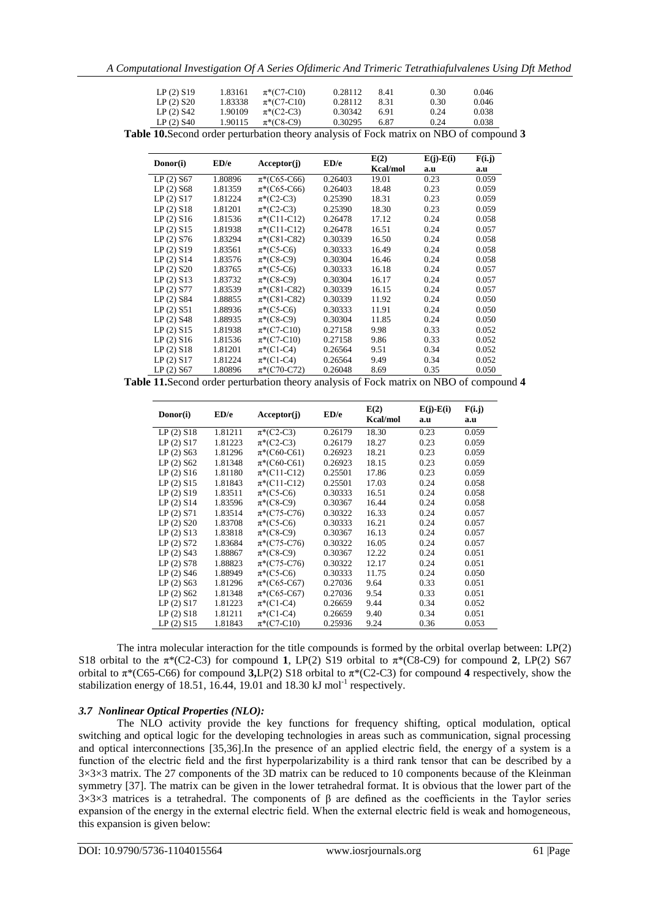| LP (2) S19 | 1.83161 | π*(C7-C10) | 0.28112 | 8.41 | 0.30 | 0.046 |
|---|---|---|---|---|---|---|
| LP (2) S20 | 1.83338 | π*(C7-C10) | 0.28112 | 8.31 | 0.30 | 0.046 |
| LP (2) S42 | 1.90109 | π*(C2-C3) | 0.30342 | 6.91 | 0.24 | 0.038 |
| LP (2) S40 | 1.90115 | π*(C8-C9) | 0.30295 | 6.87 | 0.24 | 0.038 |

**Table 10.**Second order perturbation theory analysis of Fock matrix on NBO of compound **3**

| Donor(i) | ED/e | Acceptor(j) | ED/e | E(2) Kcal/mol | E(j)-E(i) a.u | F(i.j) a.u |
|---|---|---|---|---|---|---|
| LP (2) S67 | 1.80896 | π*(C65-C66) | 0.26403 | 19.01 | 0.23 | 0.059 |
| LP (2) S68 | 1.81359 | π*(C65-C66) | 0.26403 | 18.48 | 0.23 | 0.059 |
| LP (2) S17 | 1.81224 | π*(C2-C3) | 0.25390 | 18.31 | 0.23 | 0.059 |
| LP (2) S18 | 1.81201 | π*(C2-C3) | 0.25390 | 18.30 | 0.23 | 0.059 |
| LP (2) S16 | 1.81536 | π*(C11-C12) | 0.26478 | 17.12 | 0.24 | 0.058 |
| LP (2) S15 | 1.81938 | π*(C11-C12) | 0.26478 | 16.51 | 0.24 | 0.057 |
| LP (2) S76 | 1.83294 | π*(C81-C82) | 0.30339 | 16.50 | 0.24 | 0.058 |
| LP (2) S19 | 1.83561 | π*(C5-C6) | 0.30333 | 16.49 | 0.24 | 0.058 |
| LP (2) S14 | 1.83576 | π*(C8-C9) | 0.30304 | 16.46 | 0.24 | 0.058 |
| LP (2) S20 | 1.83765 | π*(C5-C6) | 0.30333 | 16.18 | 0.24 | 0.057 |
| LP (2) S13 | 1.83732 | π*(C8-C9) | 0.30304 | 16.17 | 0.24 | 0.057 |
| LP (2) S77 | 1.83539 | π*(C81-C82) | 0.30339 | 16.15 | 0.24 | 0.057 |
| LP (2) S84 | 1.88855 | π*(C81-C82) | 0.30339 | 11.92 | 0.24 | 0.050 |
| LP (2) S51 | 1.88936 | π*(C5-C6) | 0.30333 | 11.91 | 0.24 | 0.050 |
| LP (2) S48 | 1.88935 | π*(C8-C9) | 0.30304 | 11.85 | 0.24 | 0.050 |
| LP (2) S15 | 1.81938 | π*(C7-C10) | 0.27158 | 9.98 | 0.33 | 0.052 |
| LP (2) S16 | 1.81536 | π*(C7-C10) | 0.27158 | 9.86 | 0.33 | 0.052 |
| LP (2) S18 | 1.81201 | π*(C1-C4) | 0.26564 | 9.51 | 0.34 | 0.052 |
| LP (2) S17 | 1.81224 | π*(C1-C4) | 0.26564 | 9.49 | 0.34 | 0.052 |
| LP (2) S67 | 1.80896 | π*(C70-C72) | 0.26048 | 8.69 | 0.35 | 0.050 |

**Table 11.**Second order perturbation theory analysis of Fock matrix on NBO of compound **4**

| Donor(i) | ED/e | Acceptor(j) | ED/e | E(2) Kcal/mol | E(j)-E(i) a.u | F(i.j) a.u |
|---|---|---|---|---|---|---|
| LP (2) S18 | 1.81211 | π*(C2-C3) | 0.26179 | 18.30 | 0.23 | 0.059 |
| LP (2) S17 | 1.81223 | π*(C2-C3) | 0.26179 | 18.27 | 0.23 | 0.059 |
| LP (2) S63 | 1.81296 | π*(C60-C61) | 0.26923 | 18.21 | 0.23 | 0.059 |
| LP (2) S62 | 1.81348 | π*(C60-C61) | 0.26923 | 18.15 | 0.23 | 0.059 |
| LP (2) S16 | 1.81180 | π*(C11-C12) | 0.25501 | 17.86 | 0.23 | 0.059 |
| LP (2) S15 | 1.81843 | π*(C11-C12) | 0.25501 | 17.03 | 0.24 | 0.058 |
| LP (2) S19 | 1.83511 | π*(C5-C6) | 0.30333 | 16.51 | 0.24 | 0.058 |
| LP (2) S14 | 1.83596 | π*(C8-C9) | 0.30367 | 16.44 | 0.24 | 0.058 |
| LP (2) S71 | 1.83514 | π*(C75-C76) | 0.30322 | 16.33 | 0.24 | 0.057 |
| LP (2) S20 | 1.83708 | π*(C5-C6) | 0.30333 | 16.21 | 0.24 | 0.057 |
| LP (2) S13 | 1.83818 | π*(C8-C9) | 0.30367 | 16.13 | 0.24 | 0.057 |
| LP (2) S72 | 1.83684 | π*(C75-C76) | 0.30322 | 16.05 | 0.24 | 0.057 |
| LP (2) S43 | 1.88867 | π*(C8-C9) | 0.30367 | 12.22 | 0.24 | 0.051 |
| LP (2) S78 | 1.88823 | π*(C75-C76) | 0.30322 | 12.17 | 0.24 | 0.051 |
| LP (2) S46 | 1.88949 | π*(C5-C6) | 0.30333 | 11.75 | 0.24 | 0.050 |
| LP (2) S63 | 1.81296 | π*(C65-C67) | 0.27036 | 9.64 | 0.33 | 0.051 |
| LP (2) S62 | 1.81348 | π*(C65-C67) | 0.27036 | 9.54 | 0.33 | 0.051 |
| LP (2) S17 | 1.81223 | π*(C1-C4) | 0.26659 | 9.44 | 0.34 | 0.052 |
| LP (2) S18 | 1.81211 | π*(C1-C4) | 0.26659 | 9.40 | 0.34 | 0.051 |
| LP (2) S15 | 1.81843 | π*(C7-C10) | 0.25936 | 9.24 | 0.36 | 0.053 |

The intra molecular interaction for the title compounds is formed by the orbital overlap between: LP(2) S18 orbital to the π*(C2-C3) for compound **1**, LP(2) S19 orbital to π*(C8-C9) for compound **2**, LP(2) S67 orbital to π*(C65-C66) for compound **3**,LP(2) S18 orbital to π*(C2-C3) for compound **4** respectively, show the stabilization energy of 18.51, 16.44, 19.01 and 18.30 kJ $mol^{-1}$ respectively.

### *3.7 Nonlinear Optical Properties (NLO):*

The NLO activity provide the key functions for frequency shifting, optical modulation, optical switching and optical logic for the developing technologies in areas such as communication, signal processing and optical interconnections [35,36].In the presence of an applied electric field, the energy of a system is a function of the electric field and the first hyperpolarizability is a third rank tensor that can be described by a 3×3×3 matrix. The 27 components of the 3D matrix can be reduced to 10 components because of the Kleinman symmetry [37]. The matrix can be given in the lower tetrahedral format. It is obvious that the lower part of the 3×3×3 matrices is a tetrahedral. The components of β are defined as the coefficients in the Taylor series expansion of the energy in the external electric field. When the external electric field is weak and homogeneous, this expansion is given below: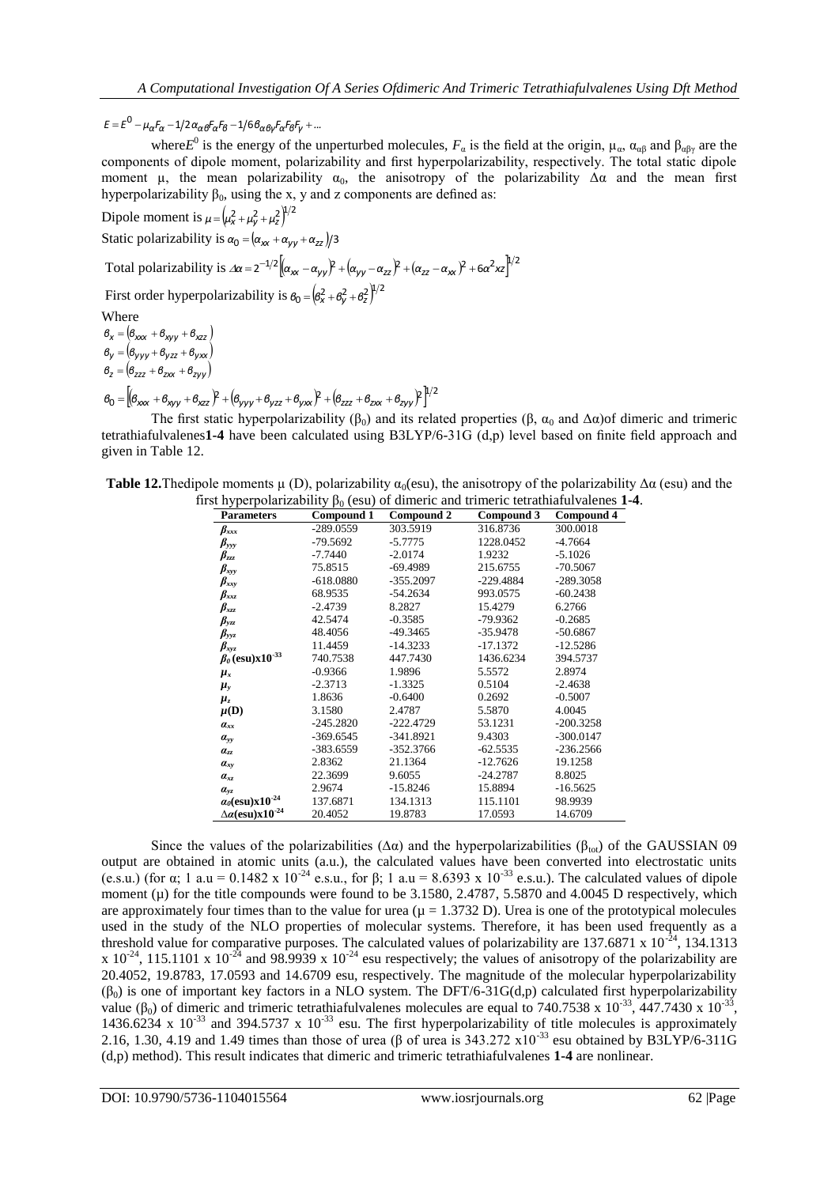$$E = E^0 - \mu_\alpha F_\alpha - 1/2\,\alpha_{\alpha\beta} F_\alpha F_\beta - 1/6\,\beta_{\alpha\beta\gamma} F_\alpha F_\beta F_\gamma + \dots$$

where $E^0$ is the energy of the unperturbed molecules, $F_\alpha$ is the field at the origin, $\mu_\alpha$, $\alpha_{\alpha\beta}$ and $\beta_{\alpha\beta\gamma}$ are the components of dipole moment, polarizability and first hyperpolarizability, respectively. The total static dipole moment μ, the mean polarizability $\alpha_0$, the anisotropy of the polarizability $\Delta\alpha$ and the mean first hyperpolarizability $\beta_0$, using the x, y and z components are defined as:

Dipole moment is $\mu = \left(\mu_x^2 + \mu_y^2 + \mu_z^2\right)^{1/2}$

Static polarizability is $\alpha_0 = \left(\alpha_{xx} + \alpha_{yy} + \alpha_{zz}\right)/3$

Total polarizability is $\Delta\alpha = 2^{-1/2}\left[\left(\alpha_{xx} - \alpha_{yy}\right)^2 + \left(\alpha_{yy} - \alpha_{zz}\right)^2 + \left(\alpha_{zz} - \alpha_{xx}\right)^2 + 6\alpha^2 xz\right]^{1/2}$

First order hyperpolarizability is $\beta_0 = \left(\beta_x^2 + \beta_y^2 + \beta_z^2\right)^{1/2}$

Where

$$\beta_x = \left(\beta_{xxx} + \beta_{xyy} + \beta_{xzz}\right)$$
$$\beta_y = \left(\beta_{yyy} + \beta_{yzz} + \beta_{yxx}\right)$$
$$\beta_z = \left(\beta_{zzz} + \beta_{zxx} + \beta_{zyy}\right)$$
$$\beta_0 = \left[\left(\beta_{xxx} + \beta_{xyy} + \beta_{xzz}\right)^2 + \left(\beta_{yyy} + \beta_{yzz} + \beta_{yxx}\right)^2 + \left(\beta_{zzz} + \beta_{zxx} + \beta_{zyy}\right)^2\right]^{1/2}$$

The first static hyperpolarizability ($\beta_0$) and its related properties (β, $\alpha_0$ and $\Delta\alpha$) of dimeric and trimeric tetrathiafulvalenes **1-4** have been calculated using B3LYP/6-31G (d,p) level based on finite field approach and given in Table 12.

**Table 12.** The dipole moments μ (D), polarizability $\alpha_0$(esu), the anisotropy of the polarizability $\Delta\alpha$ (esu) and the first hyperpolarizability $\beta_0$ (esu) of dimeric and trimeric tetrathiafulvalenes **1-4**.

| Parameters | Compound 1 | Compound 2 | Compound 3 | Compound 4 |
|---|---|---|---|---|
| $\beta_{xxx}$ | -289.0559 | 303.5919 | 316.8736 | 300.0018 |
| $\beta_{yyy}$ | -79.5692 | -5.7775 | 1228.0452 | -4.7664 |
| $\beta_{zzz}$ | -7.7440 | -2.0174 | 1.9232 | -5.1026 |
| $\beta_{xyy}$ | 75.8515 | -69.4989 | 215.6755 | -70.5067 |
| $\beta_{xxy}$ | -618.0880 | -355.2097 | -229.4884 | -289.3058 |
| $\beta_{xxz}$ | 68.9535 | -54.2634 | 993.0575 | -60.2438 |
| $\beta_{xzz}$ | -2.4739 | 8.2827 | 15.4279 | 6.2766 |
| $\beta_{yzz}$ | 42.5474 | -0.3585 | -79.9362 | -0.2685 |
| $\beta_{yyz}$ | 48.4056 | -49.3465 | -35.9478 | -50.6867 |
| $\beta_{xyz}$ | 11.4459 | -14.3233 | -17.1372 | -12.5286 |
| $\beta_0$ (esu)x$10^{-33}$ | 740.7538 | 447.7430 | 1436.6234 | 394.5737 |
| $\mu_x$ | -0.9366 | 1.9896 | 5.5572 | 2.8974 |
| $\mu_y$ | -2.3713 | -1.3325 | 0.5104 | -2.4638 |
| $\mu_z$ | 1.8636 | -0.6400 | 0.2692 | -0.5007 |
| $\mu$(D) | 3.1580 | 2.4787 | 5.5870 | 4.0045 |
| $\alpha_{xx}$ | -245.2820 | -222.4729 | 53.1231 | -200.3258 |
| $\alpha_{yy}$ | -369.6545 | -341.8921 | 9.4303 | -300.0147 |
| $\alpha_{zz}$ | -383.6559 | -352.3766 | -62.5535 | -236.2566 |
| $\alpha_{xy}$ | 2.8362 | 21.1364 | -12.7626 | 19.1258 |
| $\alpha_{xz}$ | 22.3699 | 9.6055 | -24.2787 | 8.8025 |
| $\alpha_{yz}$ | 2.9674 | -15.8246 | 15.8894 | -16.5625 |
| $\alpha_0$(esu)x$10^{-24}$ | 137.6871 | 134.1313 | 115.1101 | 98.9939 |
| $\Delta\alpha$(esu)x$10^{-24}$ | 20.4052 | 19.8783 | 17.0593 | 14.6709 |

Since the values of the polarizabilities ($\Delta\alpha$) and the hyperpolarizabilities ($\beta_{tot}$) of the GAUSSIAN 09 output are obtained in atomic units (a.u.), the calculated values have been converted into electrostatic units (e.s.u.) (for α; 1 a.u = 0.1482 x $10^{-24}$ e.s.u., for β; 1 a.u = 8.6393 x $10^{-33}$ e.s.u.). The calculated values of dipole moment (μ) for the title compounds were found to be 3.1580, 2.4787, 5.5870 and 4.0045 D respectively, which are approximately four times than to the value for urea (μ = 1.3732 D). Urea is one of the prototypical molecules used in the study of the NLO properties of molecular systems. Therefore, it has been used frequently as a threshold value for comparative purposes. The calculated values of polarizability are 137.6871 x $10^{-24}$, 134.1313 x $10^{-24}$, 115.1101 x $10^{-24}$ and 98.9939 x $10^{-24}$ esu respectively; the values of anisotropy of the polarizability are 20.4052, 19.8783, 17.0593 and 14.6709 esu, respectively. The magnitude of the molecular hyperpolarizability ($\beta_0$) is one of important key factors in a NLO system. The DFT/6-31G(d,p) calculated first hyperpolarizability value ($\beta_0$) of dimeric and trimeric tetrathiafulvalenes molecules are equal to 740.7538 x $10^{-33}$, 447.7430 x $10^{-33}$, 1436.6234 x $10^{-33}$ and 394.5737 x $10^{-33}$ esu. The first hyperpolarizability of title molecules is approximately 2.16, 1.30, 4.19 and 1.49 times than those of urea (β of urea is 343.272 x$10^{-33}$ esu obtained by B3LYP/6-311G (d,p) method). This result indicates that dimeric and trimeric tetrathiafulvalenes **1-4** are nonlinear.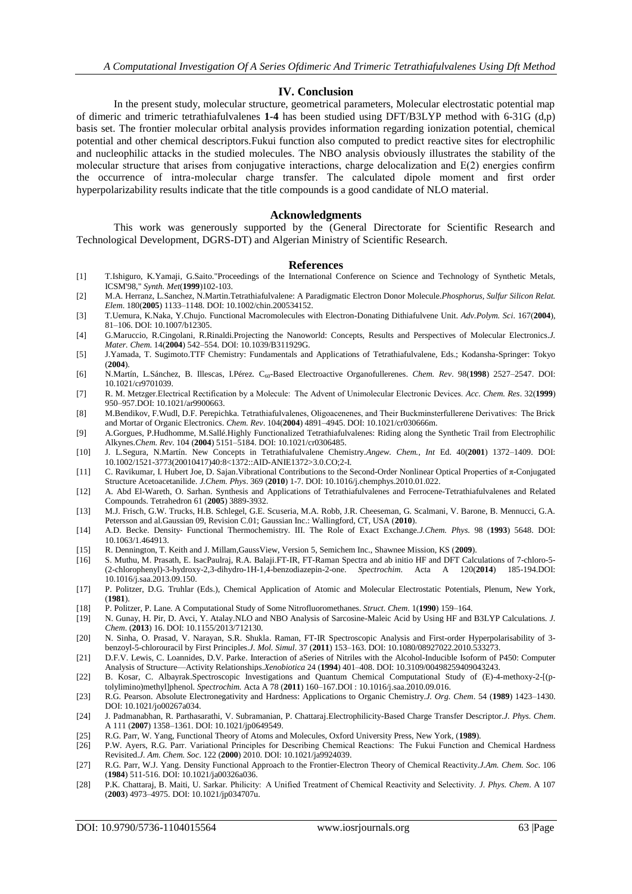## IV. Conclusion

In the present study, molecular structure, geometrical parameters, Molecular electrostatic potential map of dimeric and trimeric tetrathiafulvalenes **1-4** has been studied using DFT/B3LYP method with 6-31G (d,p) basis set. The frontier molecular orbital analysis provides information regarding ionization potential, chemical potential and other chemical descriptors.Fukui function also computed to predict reactive sites for electrophilic and nucleophilic attacks in the studied molecules. The NBO analysis obviously illustrates the stability of the molecular structure that arises from conjugative interactions, charge delocalization and E(2) energies confirm the occurrence of intra-molecular charge transfer. The calculated dipole moment and first order hyperpolarizability results indicate that the title compounds is a good candidate of NLO material.

## Acknowledgments

This work was generously supported by the (General Directorate for Scientific Research and Technological Development, DGRS-DT) and Algerian Ministry of Scientific Research.

## References

[1] T.Ishiguro, K.Yamaji, G.Saito."Proceedings of the International Conference on Science and Technology of Synthetic Metals, ICSM'98," *Synth. Met*(**1999**)102-103.

[2] M.A. Herranz, L.Sanchez, N.Martin.Tetrathiafulvalene: A Paradigmatic Electron Donor Molecule.*Phosphorus, Sulfur Silicon Relat. Elem*. 180(**2005**) 1133–1148. DOI: 10.1002/chin.200534152.

[3] T.Uemura, K.Naka, Y.Chujo. Functional Macromolecules with Electron-Donating Dithiafulvene Unit. *Adv.Polym. Sci*. 167(**2004**), 81–106. DOI: 10.1007/b12305.

[4] G.Maruccio, R.Cingolani, R.Rinaldi.Projecting the Nanoworld: Concepts, Results and Perspectives of Molecular Electronics.*J. Mater. Chem.* 14(**2004**) 542–554. DOI: 10.1039/B311929G.

[5] J.Yamada, T. Sugimoto.TTF Chemistry: Fundamentals and Applications of Tetrathiafulvalene, Eds.; Kodansha-Springer: Tokyo (**2004**).

[6] N.Martín, L.Sánchez, B. Illescas, I.Pérez. $C_{60}$-Based Electroactive Organofullerenes. *Chem. Rev*. 98(**1998**) 2527–2547. DOI: 10.1021/cr9701039.

[7] R. M. Metzger.Electrical Rectification by a Molecule: The Advent of Unimolecular Electronic Devices. *Acc. Chem. Res*. 32(**1999**) 950–957.DOI: 10.1021/ar9900663.

[8] M.Bendikov, F.Wudl, D.F. Perepichka. Tetrathiafulvalenes, Oligoacenenes, and Their Buckminsterfullerene Derivatives: The Brick and Mortar of Organic Electronics. *Chem. Rev*. 104(**2004**) 4891–4945. DOI: 10.1021/cr030666m.

[9] A.Gorgues, P.Hudhomme, M.Sallé.Highly Functionalized Tetrathiafulvalenes: Riding along the Synthetic Trail from Electrophilic Alkynes.*Chem. Rev*. 104 (**2004**) 5151–5184. DOI: 10.1021/cr0306485.

[10] J. L.Segura, N.Martín. New Concepts in Tetrathiafulvalene Chemistry.*Angew. Chem., Int* Ed. 40(**2001**) 1372–1409. DOI: 10.1002/1521-3773(20010417)40:8<1372::AID-ANIE1372>3.0.CO;2-I.

[11] C. Ravikumar, I. Hubert Joe, D. Sajan.Vibrational Contributions to the Second-Order Nonlinear Optical Properties of π-Conjugated Structure Acetoacetanilide. *J.Chem. Phys*. 369 (**2010**) 1-7. DOI: 10.1016/j.chemphys.2010.01.022.

[12] A. Abd El-Wareth, O. Sarhan. Synthesis and Applications of Tetrathiafulvalenes and Ferrocene-Tetrathiafulvalenes and Related Compounds. Tetrahedron 61 (**2005**) 3889-3932.

[13] M.J. Frisch, G.W. Trucks, H.B. Schlegel, G.E. Scuseria, M.A. Robb, J.R. Cheeseman, G. Scalmani, V. Barone, B. Mennucci, G.A. Petersson and al.Gaussian 09, Revision C.01; Gaussian Inc.: Wallingford, CT, USA (**2010**).

[14] A.D. Becke. Density- Functional Thermochemistry. III. The Role of Exact Exchange.*J.Chem. Phys*. 98 (**1993**) 5648. DOI: 10.1063/1.464913.

[15] R. Dennington, T. Keith and J. Millam,GaussView, Version 5, Semichem Inc., Shawnee Mission, KS (**2009**).

[16] S. Muthu, M. Prasath, E. IsacPaulraj, R.A. Balaji.FT-IR, FT-Raman Spectra and ab initio HF and DFT Calculations of 7-chloro-5-(2-chlorophenyl)-3-hydroxy-2,3-dihydro-1H-1,4-benzodiazepin-2-one. *Spectrochim*. Acta A 120(**2014**) 185-194.DOI: 10.1016/j.saa.2013.09.150.

[17] P. Politzer, D.G. Truhlar (Eds.), Chemical Application of Atomic and Molecular Electrostatic Potentials, Plenum, New York, (**1981**).

[18] P. Politzer, P. Lane. A Computational Study of Some Nitrofluoromethanes. *Struct. Chem*. 1(**1990**) 159–164.

[19] N. Gunay, H. Pir, D. Avci, Y. Atalay.NLO and NBO Analysis of Sarcosine-Maleic Acid by Using HF and B3LYP Calculations. *J. Chem*. (**2013**) 16. DOI: 10.1155/2013/712130.

[20] N. Sinha, O. Prasad, V. Narayan, S.R. Shukla. Raman, FT-IR Spectroscopic Analysis and First-order Hyperpolarisability of 3-benzoyl-5-chlorouracil by First Principles.*J. Mol. Simul*. 37 (**2011**) 153–163. DOI: 10.1080/08927022.2010.533273.

[21] D.F.V. Lewis, C. Loannides, D.V. Parke. Interaction of aSeries of Nitriles with the Alcohol-Inducible Isoform of P450: Computer Analysis of Structure—Activity Relationships.*Xenobiotica* 24 (**1994**) 401–408. DOI: 10.3109/00498259409043243.

[22] B. Kosar, C. Albayrak.Spectroscopic Investigations and Quantum Chemical Computational Study of (E)-4-methoxy-2-[(p-tolylimino)methyl]phenol. *Spectrochim.* Acta A 78 (**2011**) 160–167.DOI : 10.1016/j.saa.2010.09.016.

[23] R.G. Pearson. Absolute Electronegativity and Hardness: Applications to Organic Chemistry.*J. Org. Chem*. 54 (**1989**) 1423–1430. DOI: 10.1021/jo00267a034.

[24] J. Padmanabhan, R. Parthasarathi, V. Subramanian, P. Chattaraj.Electrophilicity-Based Charge Transfer Descriptor.*J. Phys. Chem*. A 111 (**2007**) 1358–1361. DOI: 10.1021/jp0649549.

[25] R.G. Parr, W. Yang, Functional Theory of Atoms and Molecules, Oxford University Press, New York, (**1989**).

[26] P.W. Ayers, R.G. Parr. Variational Principles for Describing Chemical Reactions: The Fukui Function and Chemical Hardness Revisited.*J. Am. Chem. Soc*. 122 (**2000**) 2010. DOI: 10.1021/ja9924039.

[27] R.G. Parr, W.J. Yang. Density Functional Approach to the Frontier-Electron Theory of Chemical Reactivity.*J.Am. Chem. Soc*. 106 (**1984**) 511-516. DOI: 10.1021/ja00326a036.

[28] P.K. Chattaraj, B. Maiti, U. Sarkar. Philicity: A Unified Treatment of Chemical Reactivity and Selectivity. *J. Phys. Chem*. A 107 (**2003**) 4973–4975. DOI: 10.1021/jp034707u.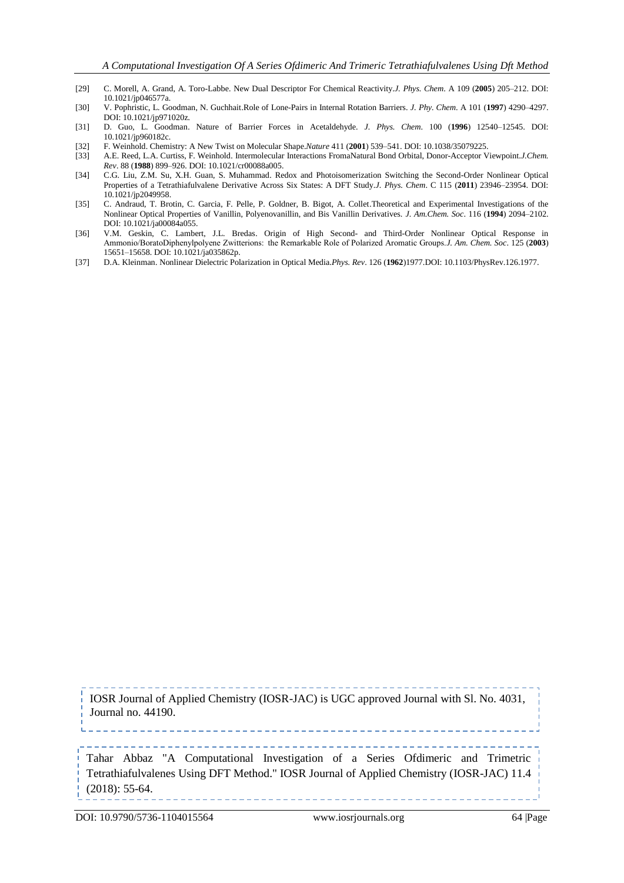[29] C. Morell, A. Grand, A. Toro-Labbe. New Dual Descriptor For Chemical Reactivity.*J. Phys. Chem.* A 109 (**2005**) 205–212. DOI: 10.1021/jp046577a.

[30] V. Pophristic, L. Goodman, N. Guchhait.Role of Lone-Pairs in Internal Rotation Barriers. *J. Phy. Chem.* A 101 (**1997**) 4290–4297. DOI: 10.1021/jp971020z.

[31] D. Guo, L. Goodman. Nature of Barrier Forces in Acetaldehyde. *J. Phys. Chem.* 100 (**1996**) 12540–12545. DOI: 10.1021/jp960182c.

[32] F. Weinhold. Chemistry: A New Twist on Molecular Shape.*Nature* 411 (**2001**) 539–541. DOI: 10.1038/35079225.

[33] A.E. Reed, L.A. Curtiss, F. Weinhold. Intermolecular Interactions FromaNatural Bond Orbital, Donor-Acceptor Viewpoint.*J.Chem. Rev*. 88 (**1988**) 899–926. DOI: 10.1021/cr00088a005.

[34] C.G. Liu, Z.M. Su, X.H. Guan, S. Muhammad. Redox and Photoisomerization Switching the Second-Order Nonlinear Optical Properties of a Tetrathiafulvalene Derivative Across Six States: A DFT Study.*J. Phys. Chem*. C 115 (**2011**) 23946–23954. DOI: 10.1021/jp2049958.

[35] C. Andraud, T. Brotin, C. Garcia, F. Pelle, P. Goldner, B. Bigot, A. Collet.Theoretical and Experimental Investigations of the Nonlinear Optical Properties of Vanillin, Polyenovanillin, and Bis Vanillin Derivatives. *J. Am.Chem. Soc*. 116 (**1994**) 2094–2102. DOI: 10.1021/ja00084a055.

[36] V.M. Geskin, C. Lambert, J.L. Bredas. Origin of High Second- and Third-Order Nonlinear Optical Response in Ammonio/BoratoDiphenylpolyene Zwitterions: the Remarkable Role of Polarized Aromatic Groups.*J. Am. Chem. Soc*. 125 (**2003**) 15651–15658. DOI: 10.1021/ja035862p.

[37] D.A. Kleinman. Nonlinear Dielectric Polarization in Optical Media.*Phys. Rev*. 126 (**1962**)1977.DOI: 10.1103/PhysRev.126.1977.

IOSR Journal of Applied Chemistry (IOSR-JAC) is UGC approved Journal with Sl. No. 4031, Journal no. 44190.

Tahar Abbaz "A Computational Investigation of a Series Ofdimeric and Trimetric Tetrathiafulvalenes Using DFT Method." IOSR Journal of Applied Chemistry (IOSR-JAC) 11.4 (2018): 55-64.